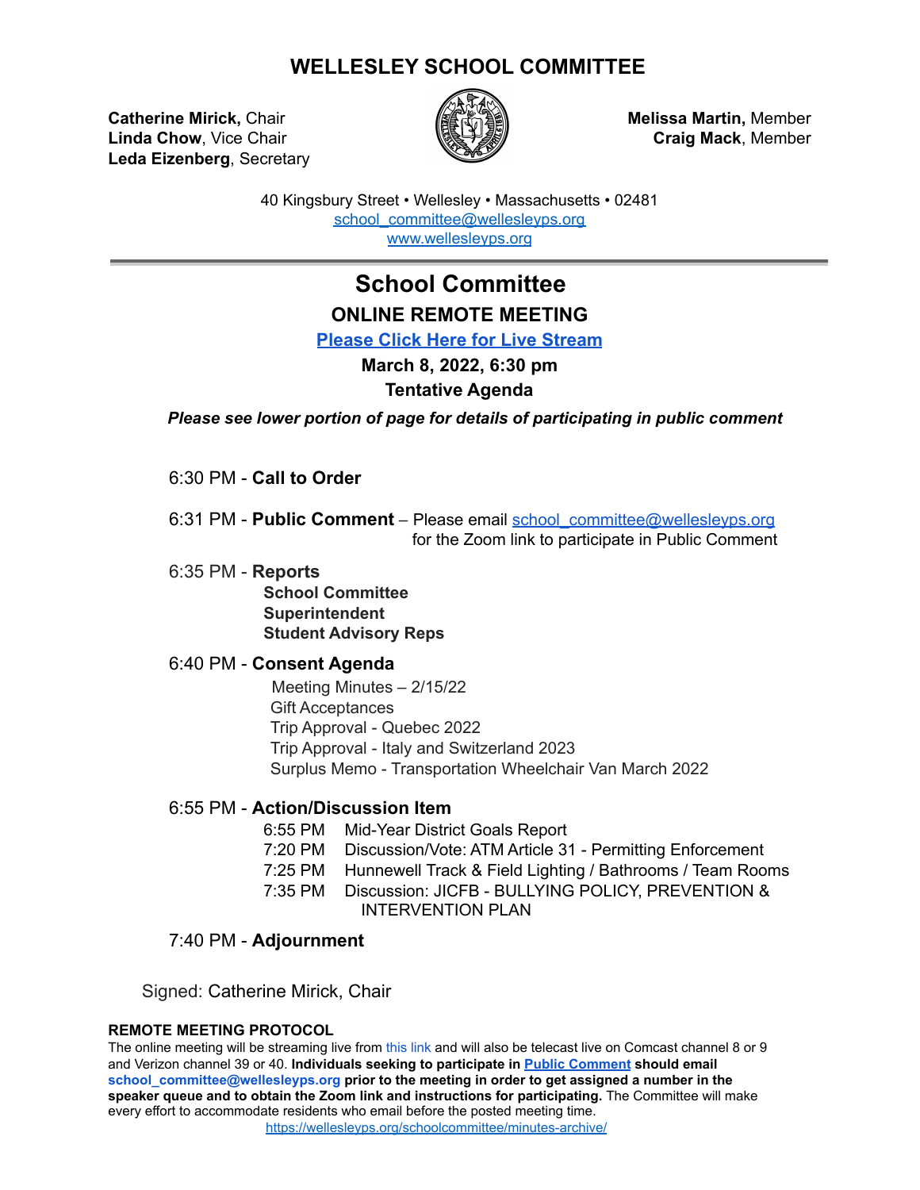# WELLESLEY SCHOOL COMMITTEE

**Catherine Mirick,** Chair
**Linda Chow**, Vice Chair
**Leda Eizenberg**, Secretary

**Melissa Martin,** Member
**Craig Mack**, Member

40 Kingsbury Street • Wellesley • Massachusetts • 02481
school_committee@wellesleyps.org
www.wellesleyps.org

---

## School Committee

### ONLINE REMOTE MEETING

**Please Click Here for Live Stream**

**March 8, 2022, 6:30 pm**

**Tentative Agenda**

***Please see lower portion of page for details of participating in public comment***

6:30 PM - **Call to Order**

6:31 PM - **Public Comment** – Please email school_committee@wellesleyps.org for the Zoom link to participate in Public Comment

6:35 PM - **Reports**
- **School Committee**
- **Superintendent**
- **Student Advisory Reps**

6:40 PM - **Consent Agenda**
- Meeting Minutes – 2/15/22
- Gift Acceptances
- Trip Approval - Quebec 2022
- Trip Approval - Italy and Switzerland 2023
- Surplus Memo - Transportation Wheelchair Van March 2022

6:55 PM - **Action/Discussion Item**
- 6:55 PM Mid-Year District Goals Report
- 7:20 PM Discussion/Vote: ATM Article 31 - Permitting Enforcement
- 7:25 PM Hunnewell Track & Field Lighting / Bathrooms / Team Rooms
- 7:35 PM Discussion: JICFB - BULLYING POLICY, PREVENTION & INTERVENTION PLAN

7:40 PM - **Adjournment**

Signed: Catherine Mirick, Chair

**REMOTE MEETING PROTOCOL**
The online meeting will be streaming live from this link and will also be telecast live on Comcast channel 8 or 9 and Verizon channel 39 or 40. **Individuals seeking to participate in Public Comment should email school_committee@wellesleyps.org prior to the meeting in order to get assigned a number in the speaker queue and to obtain the Zoom link and instructions for participating.** The Committee will make every effort to accommodate residents who email before the posted meeting time.
https://wellesleyps.org/schoolcommittee/minutes-archive/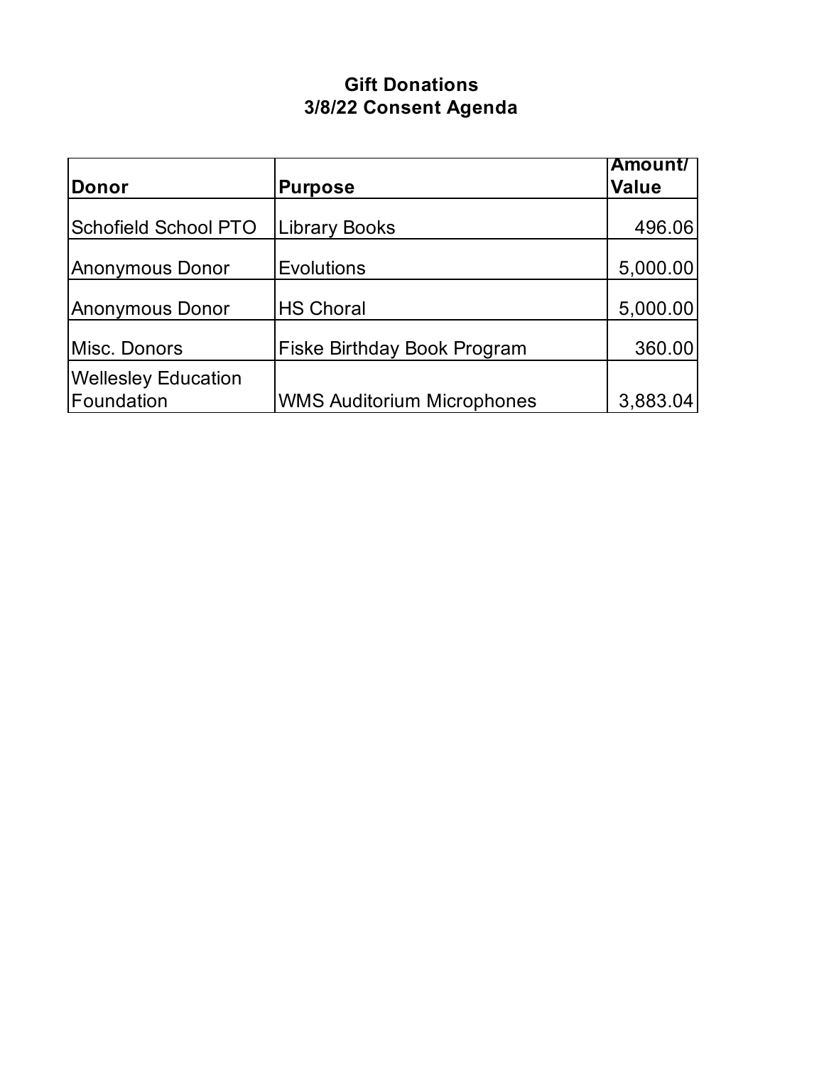## Gift Donations
## 3/8/22 Consent Agenda

| Donor | Purpose | Amount/ Value |
|---|---|---|
| Schofield School PTO | Library Books | 496.06 |
| Anonymous Donor | Evolutions | 5,000.00 |
| Anonymous Donor | HS Choral | 5,000.00 |
| Misc. Donors | Fiske Birthday Book Program | 360.00 |
| Wellesley Education Foundation | WMS Auditorium Microphones | 3,883.04 |